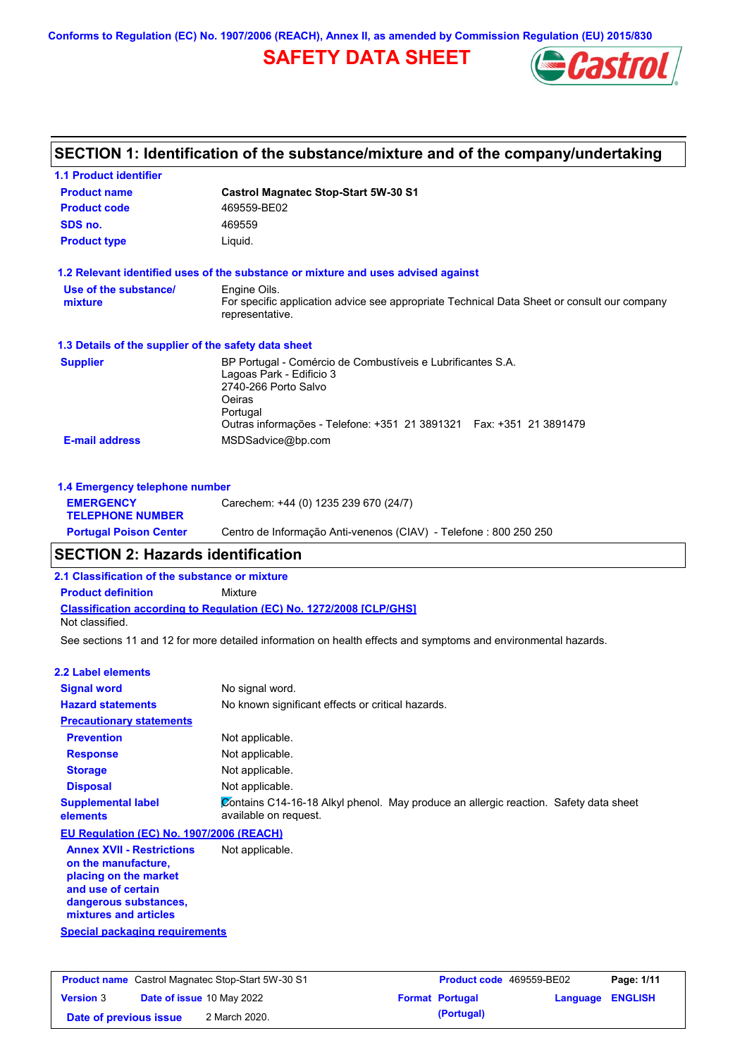Conforms to Regulation (EC) No. 1907/2006 (REACH), Annex II, as amended by Commission Regulation (EU) 2015/830

# SAFETY DATA SHEET

## SECTION 1: Identification of the substance/mixture and of the company/undertaking

### 1.1 Product identifier

| | |
|---|---|
| **Product name** | **Castrol Magnatec Stop-Start 5W-30 S1** |
| **Product code** | 469559-BE02 |
| **SDS no.** | 469559 |
| **Product type** | Liquid. |

### 1.2 Relevant identified uses of the substance or mixture and uses advised against

**Use of the substance/ mixture**: Engine Oils.
For specific application advice see appropriate Technical Data Sheet or consult our company representative.

### 1.3 Details of the supplier of the safety data sheet

**Supplier**: BP Portugal - Comércio de Combustíveis e Lubrificantes S.A.
Lagoas Park - Edificio 3
2740-266 Porto Salvo
Oeiras
Portugal
Outras informações - Telefone: +351 21 3891321 Fax: +351 21 3891479

**E-mail address**: MSDSadvice@bp.com

### 1.4 Emergency telephone number

**EMERGENCY TELEPHONE NUMBER**: Carechem: +44 (0) 1235 239 670 (24/7)

**Portugal Poison Center**: Centro de Informação Anti-venenos (CIAV) - Telefone : 800 250 250

## SECTION 2: Hazards identification

### 2.1 Classification of the substance or mixture

**Product definition**: Mixture

**Classification according to Regulation (EC) No. 1272/2008 [CLP/GHS]**
Not classified.

See sections 11 and 12 for more detailed information on health effects and symptoms and environmental hazards.

### 2.2 Label elements

**Signal word**: No signal word.

**Hazard statements**: No known significant effects or critical hazards.

**Precautionary statements**

- **Prevention**: Not applicable.
- **Response**: Not applicable.
- **Storage**: Not applicable.
- **Disposal**: Not applicable.

**Supplemental label elements**: Contains C14-16-18 Alkyl phenol. May produce an allergic reaction. Safety data sheet available on request.

**EU Regulation (EC) No. 1907/2006 (REACH)**

**Annex XVII - Restrictions on the manufacture, placing on the market and use of certain dangerous substances, mixtures and articles**: Not applicable.

**Special packaging requirements**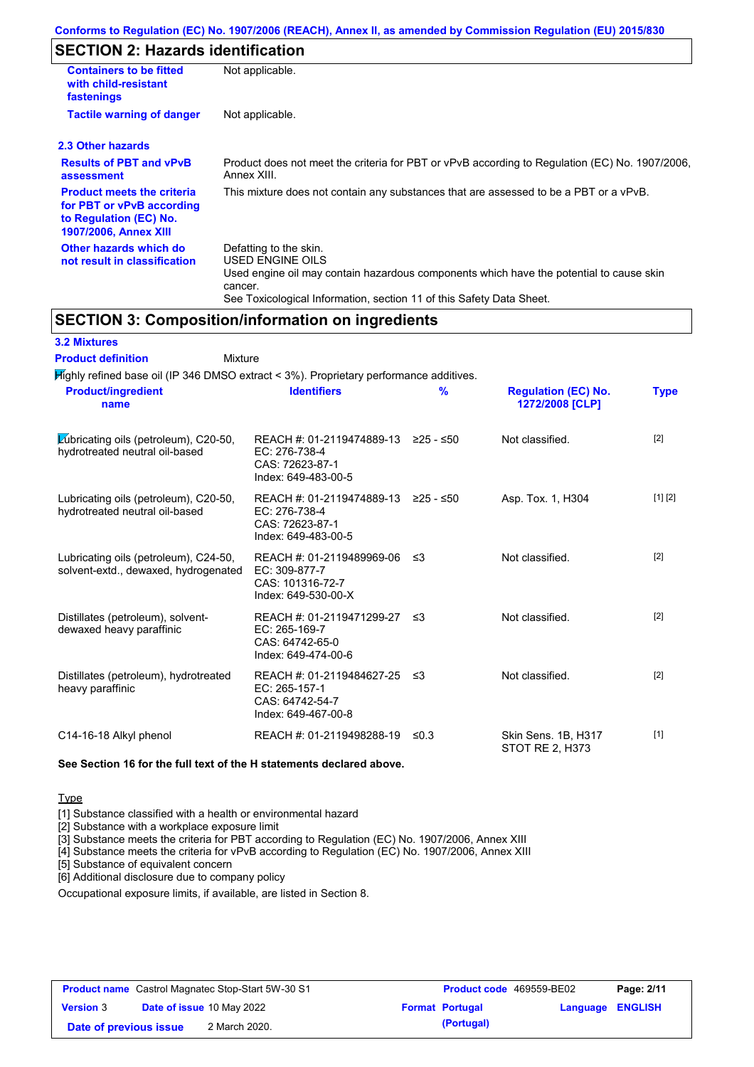Conforms to Regulation (EC) No. 1907/2006 (REACH), Annex II, as amended by Commission Regulation (EU) 2015/830

## SECTION 2: Hazards identification

| | |
|---|---|
| **Containers to be fitted with child-resistant fastenings** | Not applicable. |
| **Tactile warning of danger** | Not applicable. |

### 2.3 Other hazards

| | |
|---|---|
| **Results of PBT and vPvB assessment** | Product does not meet the criteria for PBT or vPvB according to Regulation (EC) No. 1907/2006, Annex XIII. |
| **Product meets the criteria for PBT or vPvB according to Regulation (EC) No. 1907/2006, Annex XIII** | This mixture does not contain any substances that are assessed to be a PBT or a vPvB. |
| **Other hazards which do not result in classification** | Defatting to the skin.<br>USED ENGINE OILS<br>Used engine oil may contain hazardous components which have the potential to cause skin cancer.<br>See Toxicological Information, section 11 of this Safety Data Sheet. |

## SECTION 3: Composition/information on ingredients

### 3.2 Mixtures

**Product definition** Mixture

Highly refined base oil (IP 346 DMSO extract < 3%). Proprietary performance additives.

| Product/ingredient name | Identifiers | % | Regulation (EC) No. 1272/2008 [CLP] | Type |
|---|---|---|---|---|
| Lubricating oils (petroleum), C20-50, hydrotreated neutral oil-based | REACH #: 01-2119474889-13<br>EC: 276-738-4<br>CAS: 72623-87-1<br>Index: 649-483-00-5 | ≥25 - ≤50 | Not classified. | [2] |
| Lubricating oils (petroleum), C20-50, hydrotreated neutral oil-based | REACH #: 01-2119474889-13<br>EC: 276-738-4<br>CAS: 72623-87-1<br>Index: 649-483-00-5 | ≥25 - ≤50 | Asp. Tox. 1, H304 | [1] [2] |
| Lubricating oils (petroleum), C24-50, solvent-extd., dewaxed, hydrogenated | REACH #: 01-2119489969-06<br>EC: 309-877-7<br>CAS: 101316-72-7<br>Index: 649-530-00-X | ≤3 | Not classified. | [2] |
| Distillates (petroleum), solvent-dewaxed heavy paraffinic | REACH #: 01-2119471299-27<br>EC: 265-169-7<br>CAS: 64742-65-0<br>Index: 649-474-00-6 | ≤3 | Not classified. | [2] |
| Distillates (petroleum), hydrotreated heavy paraffinic | REACH #: 01-2119484627-25<br>EC: 265-157-1<br>CAS: 64742-54-7<br>Index: 649-467-00-8 | ≤3 | Not classified. | [2] |
| C14-16-18 Alkyl phenol | REACH #: 01-2119498288-19 | ≤0.3 | Skin Sens. 1B, H317<br>STOT RE 2, H373 | [1] |

**See Section 16 for the full text of the H statements declared above.**

Type

[1] Substance classified with a health or environmental hazard
[2] Substance with a workplace exposure limit
[3] Substance meets the criteria for PBT according to Regulation (EC) No. 1907/2006, Annex XIII
[4] Substance meets the criteria for vPvB according to Regulation (EC) No. 1907/2006, Annex XIII
[5] Substance of equivalent concern
[6] Additional disclosure due to company policy

Occupational exposure limits, if available, are listed in Section 8.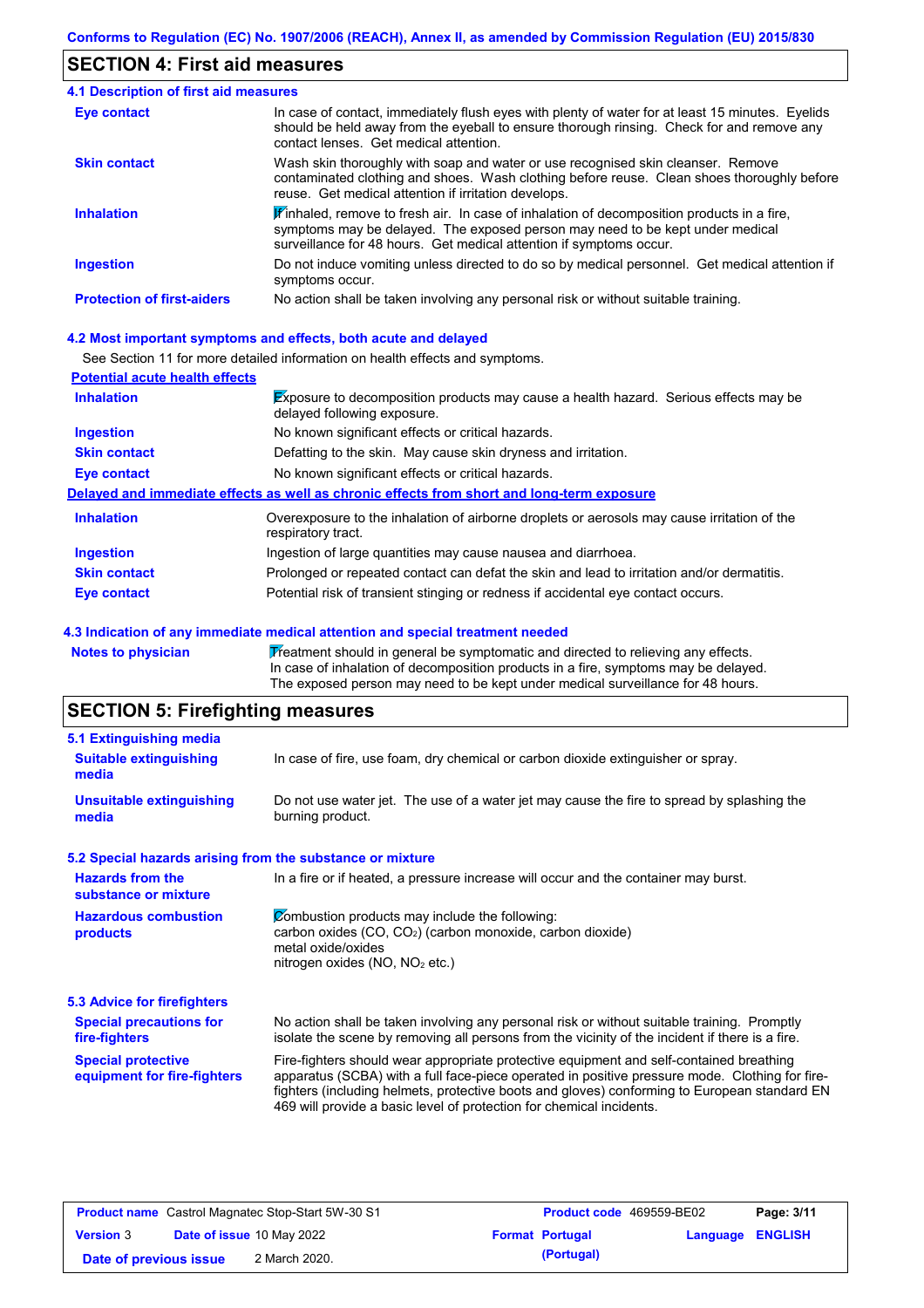## SECTION 4: First aid measures

### 4.1 Description of first aid measures

| | |
|---|---|
| **Eye contact** | In case of contact, immediately flush eyes with plenty of water for at least 15 minutes. Eyelids should be held away from the eyeball to ensure thorough rinsing. Check for and remove any contact lenses. Get medical attention. |
| **Skin contact** | Wash skin thoroughly with soap and water or use recognised skin cleanser. Remove contaminated clothing and shoes. Wash clothing before reuse. Clean shoes thoroughly before reuse. Get medical attention if irritation develops. |
| **Inhalation** | If inhaled, remove to fresh air. In case of inhalation of decomposition products in a fire, symptoms may be delayed. The exposed person may need to be kept under medical surveillance for 48 hours. Get medical attention if symptoms occur. |
| **Ingestion** | Do not induce vomiting unless directed to do so by medical personnel. Get medical attention if symptoms occur. |
| **Protection of first-aiders** | No action shall be taken involving any personal risk or without suitable training. |

### 4.2 Most important symptoms and effects, both acute and delayed

See Section 11 for more detailed information on health effects and symptoms.

**Potential acute health effects**

| | |
|---|---|
| **Inhalation** | Exposure to decomposition products may cause a health hazard. Serious effects may be delayed following exposure. |
| **Ingestion** | No known significant effects or critical hazards. |
| **Skin contact** | Defatting to the skin. May cause skin dryness and irritation. |
| **Eye contact** | No known significant effects or critical hazards. |

**Delayed and immediate effects as well as chronic effects from short and long-term exposure**

| | |
|---|---|
| **Inhalation** | Overexposure to the inhalation of airborne droplets or aerosols may cause irritation of the respiratory tract. |
| **Ingestion** | Ingestion of large quantities may cause nausea and diarrhoea. |
| **Skin contact** | Prolonged or repeated contact can defat the skin and lead to irritation and/or dermatitis. |
| **Eye contact** | Potential risk of transient stinging or redness if accidental eye contact occurs. |

### 4.3 Indication of any immediate medical attention and special treatment needed

| | |
|---|---|
| **Notes to physician** | Treatment should in general be symptomatic and directed to relieving any effects. In case of inhalation of decomposition products in a fire, symptoms may be delayed. The exposed person may need to be kept under medical surveillance for 48 hours. |

## SECTION 5: Firefighting measures

### 5.1 Extinguishing media

| | |
|---|---|
| **Suitable extinguishing media** | In case of fire, use foam, dry chemical or carbon dioxide extinguisher or spray. |
| **Unsuitable extinguishing media** | Do not use water jet. The use of a water jet may cause the fire to spread by splashing the burning product. |

### 5.2 Special hazards arising from the substance or mixture

| | |
|---|---|
| **Hazards from the substance or mixture** | In a fire or if heated, a pressure increase will occur and the container may burst. |
| **Hazardous combustion products** | Combustion products may include the following:<br>carbon oxides (CO, $CO_2$) (carbon monoxide, carbon dioxide)<br>metal oxide/oxides<br>nitrogen oxides (NO, $NO_2$ etc.) |

### 5.3 Advice for firefighters

| | |
|---|---|
| **Special precautions for fire-fighters** | No action shall be taken involving any personal risk or without suitable training. Promptly isolate the scene by removing all persons from the vicinity of the incident if there is a fire. |
| **Special protective equipment for fire-fighters** | Fire-fighters should wear appropriate protective equipment and self-contained breathing apparatus (SCBA) with a full face-piece operated in positive pressure mode. Clothing for fire-fighters (including helmets, protective boots and gloves) conforming to European standard EN 469 will provide a basic level of protection for chemical incidents. |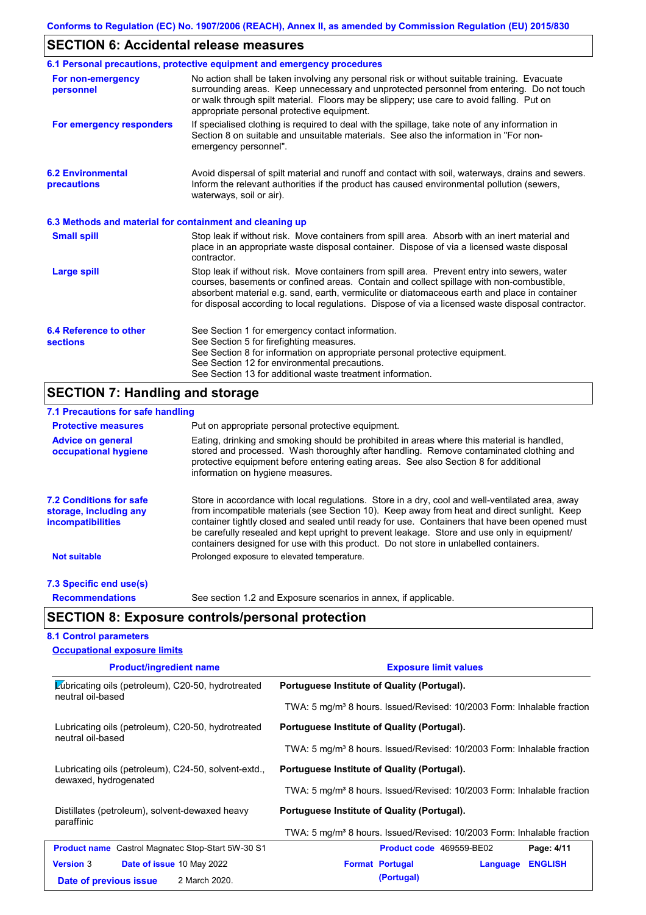## SECTION 6: Accidental release measures

### 6.1 Personal precautions, protective equipment and emergency procedures

**For non-emergency personnel**
No action shall be taken involving any personal risk or without suitable training. Evacuate surrounding areas. Keep unnecessary and unprotected personnel from entering. Do not touch or walk through spilt material. Floors may be slippery; use care to avoid falling. Put on appropriate personal protective equipment.

**For emergency responders**
If specialised clothing is required to deal with the spillage, take note of any information in Section 8 on suitable and unsuitable materials. See also the information in "For non-emergency personnel".

### 6.2 Environmental precautions

Avoid dispersal of spilt material and runoff and contact with soil, waterways, drains and sewers. Inform the relevant authorities if the product has caused environmental pollution (sewers, waterways, soil or air).

### 6.3 Methods and material for containment and cleaning up

**Small spill**
Stop leak if without risk. Move containers from spill area. Absorb with an inert material and place in an appropriate waste disposal container. Dispose of via a licensed waste disposal contractor.

**Large spill**
Stop leak if without risk. Move containers from spill area. Prevent entry into sewers, water courses, basements or confined areas. Contain and collect spillage with non-combustible, absorbent material e.g. sand, earth, vermiculite or diatomaceous earth and place in container for disposal according to local regulations. Dispose of via a licensed waste disposal contractor.

### 6.4 Reference to other sections

See Section 1 for emergency contact information.
See Section 5 for firefighting measures.
See Section 8 for information on appropriate personal protective equipment.
See Section 12 for environmental precautions.
See Section 13 for additional waste treatment information.

## SECTION 7: Handling and storage

### 7.1 Precautions for safe handling

**Protective measures**
Put on appropriate personal protective equipment.

**Advice on general occupational hygiene**
Eating, drinking and smoking should be prohibited in areas where this material is handled, stored and processed. Wash thoroughly after handling. Remove contaminated clothing and protective equipment before entering eating areas. See also Section 8 for additional information on hygiene measures.

### 7.2 Conditions for safe storage, including any incompatibilities

Store in accordance with local regulations. Store in a dry, cool and well-ventilated area, away from incompatible materials (see Section 10). Keep away from heat and direct sunlight. Keep container tightly closed and sealed until ready for use. Containers that have been opened must be carefully resealed and kept upright to prevent leakage. Store and use only in equipment/ containers designed for use with this product. Do not store in unlabelled containers.

**Not suitable**
Prolonged exposure to elevated temperature.

### 7.3 Specific end use(s)

**Recommendations**
See section 1.2 and Exposure scenarios in annex, if applicable.

## SECTION 8: Exposure controls/personal protection

### 8.1 Control parameters

**Occupational exposure limits**

| Product/ingredient name | Exposure limit values |
|---|---|
| Lubricating oils (petroleum), C20-50, hydrotreated neutral oil-based | **Portuguese Institute of Quality (Portugal).**<br>TWA: 5 mg/m³ 8 hours. Issued/Revised: 10/2003 Form: Inhalable fraction |
| Lubricating oils (petroleum), C20-50, hydrotreated neutral oil-based | **Portuguese Institute of Quality (Portugal).**<br>TWA: 5 mg/m³ 8 hours. Issued/Revised: 10/2003 Form: Inhalable fraction |
| Lubricating oils (petroleum), C24-50, solvent-extd., dewaxed, hydrogenated | **Portuguese Institute of Quality (Portugal).**<br>TWA: 5 mg/m³ 8 hours. Issued/Revised: 10/2003 Form: Inhalable fraction |
| Distillates (petroleum), solvent-dewaxed heavy paraffinic | **Portuguese Institute of Quality (Portugal).**<br>TWA: 5 mg/m³ 8 hours. Issued/Revised: 10/2003 Form: Inhalable fraction |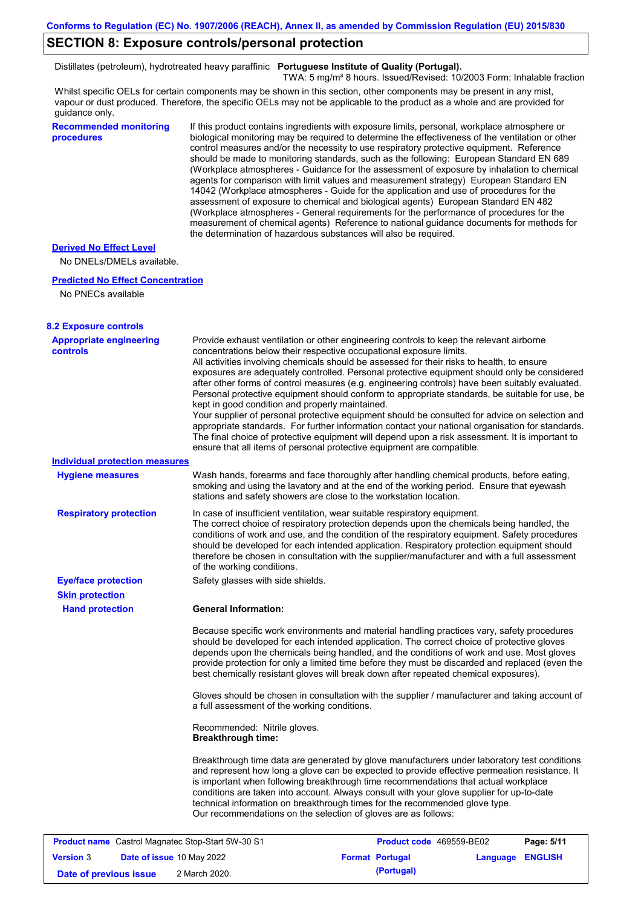## SECTION 8: Exposure controls/personal protection

| | |
|---|---|
| Distillates (petroleum), hydrotreated heavy paraffinic | **Portuguese Institute of Quality (Portugal).** TWA: 5 mg/m³ 8 hours. Issued/Revised: 10/2003 Form: Inhalable fraction |

Whilst specific OELs for certain components may be shown in this section, other components may be present in any mist, vapour or dust produced. Therefore, the specific OELs may not be applicable to the product as a whole and are provided for guidance only.

**Recommended monitoring procedures**

If this product contains ingredients with exposure limits, personal, workplace atmosphere or biological monitoring may be required to determine the effectiveness of the ventilation or other control measures and/or the necessity to use respiratory protective equipment. Reference should be made to monitoring standards, such as the following: European Standard EN 689 (Workplace atmospheres - Guidance for the assessment of exposure by inhalation to chemical agents for comparison with limit values and measurement strategy) European Standard EN 14042 (Workplace atmospheres - Guide for the application and use of procedures for the assessment of exposure to chemical and biological agents) European Standard EN 482 (Workplace atmospheres - General requirements for the performance of procedures for the measurement of chemical agents) Reference to national guidance documents for methods for the determination of hazardous substances will also be required.

**Derived No Effect Level**

No DNELs/DMELs available.

**Predicted No Effect Concentration**

No PNECs available

### 8.2 Exposure controls

**Appropriate engineering controls**

Provide exhaust ventilation or other engineering controls to keep the relevant airborne concentrations below their respective occupational exposure limits.
All activities involving chemicals should be assessed for their risks to health, to ensure exposures are adequately controlled. Personal protective equipment should only be considered after other forms of control measures (e.g. engineering controls) have been suitably evaluated. Personal protective equipment should conform to appropriate standards, be suitable for use, be kept in good condition and properly maintained.
Your supplier of personal protective equipment should be consulted for advice on selection and appropriate standards. For further information contact your national organisation for standards.
The final choice of protective equipment will depend upon a risk assessment. It is important to ensure that all items of personal protective equipment are compatible.

**Individual protection measures**

**Hygiene measures**

Wash hands, forearms and face thoroughly after handling chemical products, before eating, smoking and using the lavatory and at the end of the working period. Ensure that eyewash stations and safety showers are close to the workstation location.

**Respiratory protection**

In case of insufficient ventilation, wear suitable respiratory equipment.
The correct choice of respiratory protection depends upon the chemicals being handled, the conditions of work and use, and the condition of the respiratory equipment. Safety procedures should be developed for each intended application. Respiratory protection equipment should therefore be chosen in consultation with the supplier/manufacturer and with a full assessment of the working conditions.

**Eye/face protection**

Safety glasses with side shields.

**Skin protection**

**Hand protection**

**General Information:**

Because specific work environments and material handling practices vary, safety procedures should be developed for each intended application. The correct choice of protective gloves depends upon the chemicals being handled, and the conditions of work and use. Most gloves provide protection for only a limited time before they must be discarded and replaced (even the best chemically resistant gloves will break down after repeated chemical exposures).

Gloves should be chosen in consultation with the supplier / manufacturer and taking account of a full assessment of the working conditions.

Recommended: Nitrile gloves.
**Breakthrough time:**

Breakthrough time data are generated by glove manufacturers under laboratory test conditions and represent how long a glove can be expected to provide effective permeation resistance. It is important when following breakthrough time recommendations that actual workplace conditions are taken into account. Always consult with your glove supplier for up-to-date technical information on breakthrough times for the recommended glove type.
Our recommendations on the selection of gloves are as follows: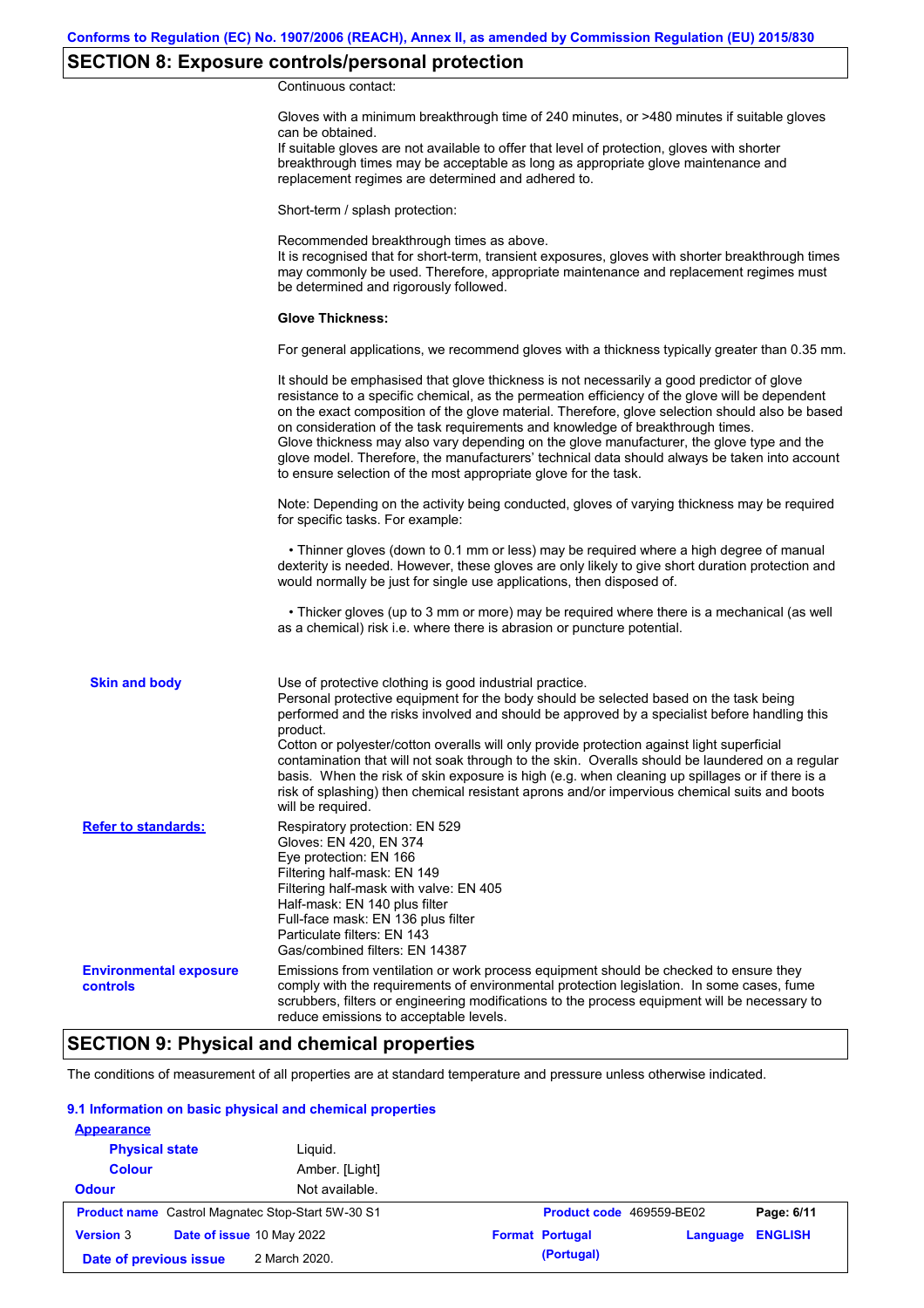## SECTION 8: Exposure controls/personal protection

Continuous contact:

Gloves with a minimum breakthrough time of 240 minutes, or >480 minutes if suitable gloves can be obtained.
If suitable gloves are not available to offer that level of protection, gloves with shorter breakthrough times may be acceptable as long as appropriate glove maintenance and replacement regimes are determined and adhered to.

Short-term / splash protection:

Recommended breakthrough times as above.
It is recognised that for short-term, transient exposures, gloves with shorter breakthrough times may commonly be used. Therefore, appropriate maintenance and replacement regimes must be determined and rigorously followed.

**Glove Thickness:**

For general applications, we recommend gloves with a thickness typically greater than 0.35 mm.

It should be emphasised that glove thickness is not necessarily a good predictor of glove resistance to a specific chemical, as the permeation efficiency of the glove will be dependent on the exact composition of the glove material. Therefore, glove selection should also be based on consideration of the task requirements and knowledge of breakthrough times.
Glove thickness may also vary depending on the glove manufacturer, the glove type and the glove model. Therefore, the manufacturers' technical data should always be taken into account to ensure selection of the most appropriate glove for the task.

Note: Depending on the activity being conducted, gloves of varying thickness may be required for specific tasks. For example:

- Thinner gloves (down to 0.1 mm or less) may be required where a high degree of manual dexterity is needed. However, these gloves are only likely to give short duration protection and would normally be just for single use applications, then disposed of.

- Thicker gloves (up to 3 mm or more) may be required where there is a mechanical (as well as a chemical) risk i.e. where there is abrasion or puncture potential.

**Skin and body**

Use of protective clothing is good industrial practice.
Personal protective equipment for the body should be selected based on the task being performed and the risks involved and should be approved by a specialist before handling this product.
Cotton or polyester/cotton overalls will only provide protection against light superficial contamination that will not soak through to the skin. Overalls should be laundered on a regular basis. When the risk of skin exposure is high (e.g. when cleaning up spillages or if there is a risk of splashing) then chemical resistant aprons and/or impervious chemical suits and boots will be required.

**Refer to standards:**

Respiratory protection: EN 529
Gloves: EN 420, EN 374
Eye protection: EN 166
Filtering half-mask: EN 149
Filtering half-mask with valve: EN 405
Half-mask: EN 140 plus filter
Full-face mask: EN 136 plus filter
Particulate filters: EN 143
Gas/combined filters: EN 14387

**Environmental exposure controls**

Emissions from ventilation or work process equipment should be checked to ensure they comply with the requirements of environmental protection legislation. In some cases, fume scrubbers, filters or engineering modifications to the process equipment will be necessary to reduce emissions to acceptable levels.

## SECTION 9: Physical and chemical properties

The conditions of measurement of all properties are at standard temperature and pressure unless otherwise indicated.

### 9.1 Information on basic physical and chemical properties

**Appearance**

**Physical state** Liquid.

**Colour** Amber. [Light]

**Odour** Not available.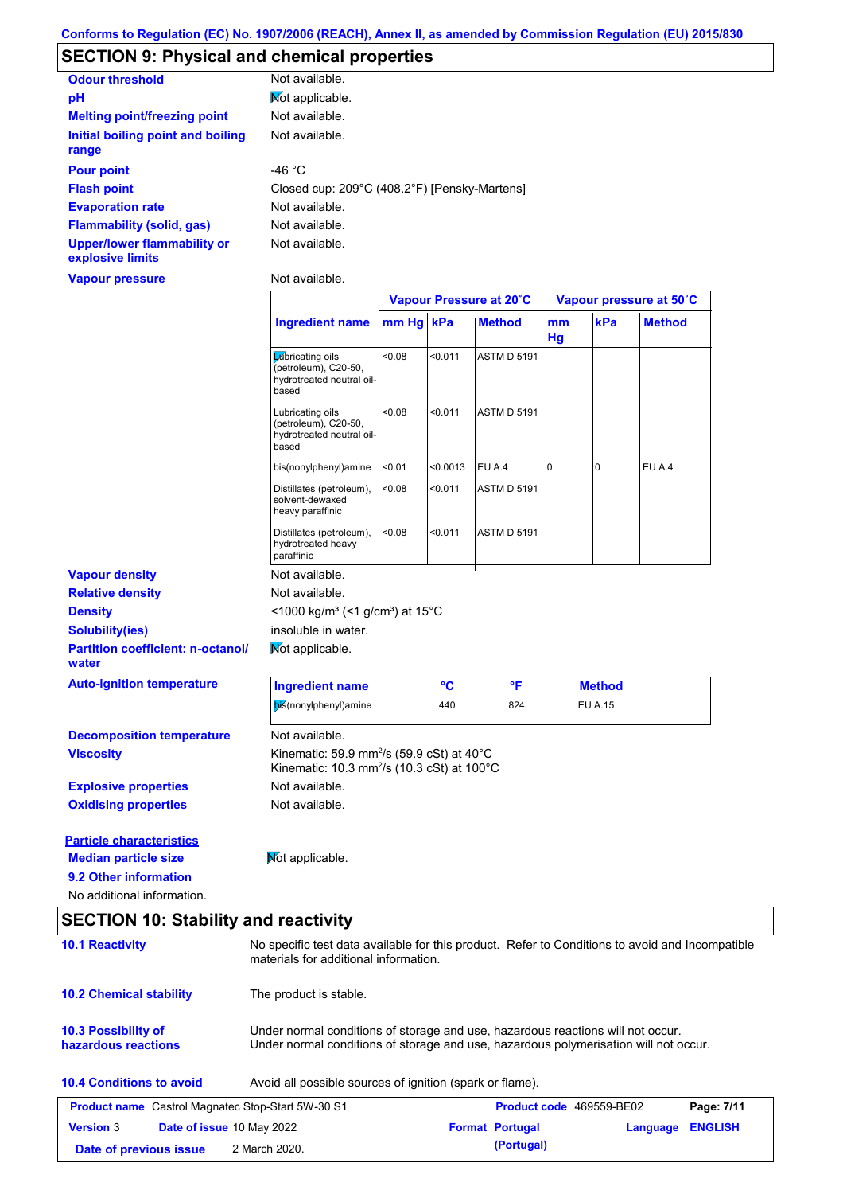Conforms to Regulation (EC) No. 1907/2006 (REACH), Annex II, as amended by Commission Regulation (EU) 2015/830

## SECTION 9: Physical and chemical properties

**Odour threshold** Not available.

**pH** Not applicable.

**Melting point/freezing point** Not available.

**Initial boiling point and boiling range** Not available.

**Pour point** -46 °C

**Flash point** Closed cup: 209°C (408.2°F) [Pensky-Martens]

**Evaporation rate** Not available.

**Flammability (solid, gas)** Not available.

**Upper/lower flammability or explosive limits** Not available.

**Vapour pressure** Not available.

| | Vapour Pressure at 20˚C | | | Vapour pressure at 50˚C | | |
|---|---|---|---|---|---|---|
| **Ingredient name** | **mm Hg** | **kPa** | **Method** | **mm Hg** | **kPa** | **Method** |
| Lubricating oils (petroleum), C20-50, hydrotreated neutral oil-based | <0.08 | <0.011 | ASTM D 5191 | | | |
| Lubricating oils (petroleum), C20-50, hydrotreated neutral oil-based | <0.08 | <0.011 | ASTM D 5191 | | | |
| bis(nonylphenyl)amine | <0.01 | <0.0013 | EU A.4 | 0 | 0 | EU A.4 |
| Distillates (petroleum), solvent-dewaxed heavy paraffinic | <0.08 | <0.011 | ASTM D 5191 | | | |
| Distillates (petroleum), hydrotreated heavy paraffinic | <0.08 | <0.011 | ASTM D 5191 | | | |

**Vapour density** Not available.

**Relative density** Not available.

**Density** <1000 kg/m³ (<1 g/cm³) at 15°C

**Solubility(ies)** insoluble in water.

**Partition coefficient: n-octanol/water** Not applicable.

**Auto-ignition temperature**

| Ingredient name | °C | °F | Method |
|---|---|---|---|
| bis(nonylphenyl)amine | 440 | 824 | EU A.15 |

**Decomposition temperature** Not available.

**Viscosity** Kinematic: 59.9 mm²/s (59.9 cSt) at 40°C
Kinematic: 10.3 mm²/s (10.3 cSt) at 100°C

**Explosive properties** Not available.

**Oxidising properties** Not available.

**Particle characteristics**

**Median particle size** Not applicable.

**9.2 Other information**

No additional information.

## SECTION 10: Stability and reactivity

**10.1 Reactivity** No specific test data available for this product. Refer to Conditions to avoid and Incompatible materials for additional information.

**10.2 Chemical stability** The product is stable.

**10.3 Possibility of hazardous reactions** Under normal conditions of storage and use, hazardous reactions will not occur.
Under normal conditions of storage and use, hazardous polymerisation will not occur.

**10.4 Conditions to avoid** Avoid all possible sources of ignition (spark or flame).

**Product name** Castrol Magnatec Stop-Start 5W-30 S1 **Product code** 469559-BE02 **Page:** 7/11
**Version** 3 **Date of issue** 10 May 2022 **Format** Portugal (Portugal) **Language** ENGLISH
**Date of previous issue** 2 March 2020.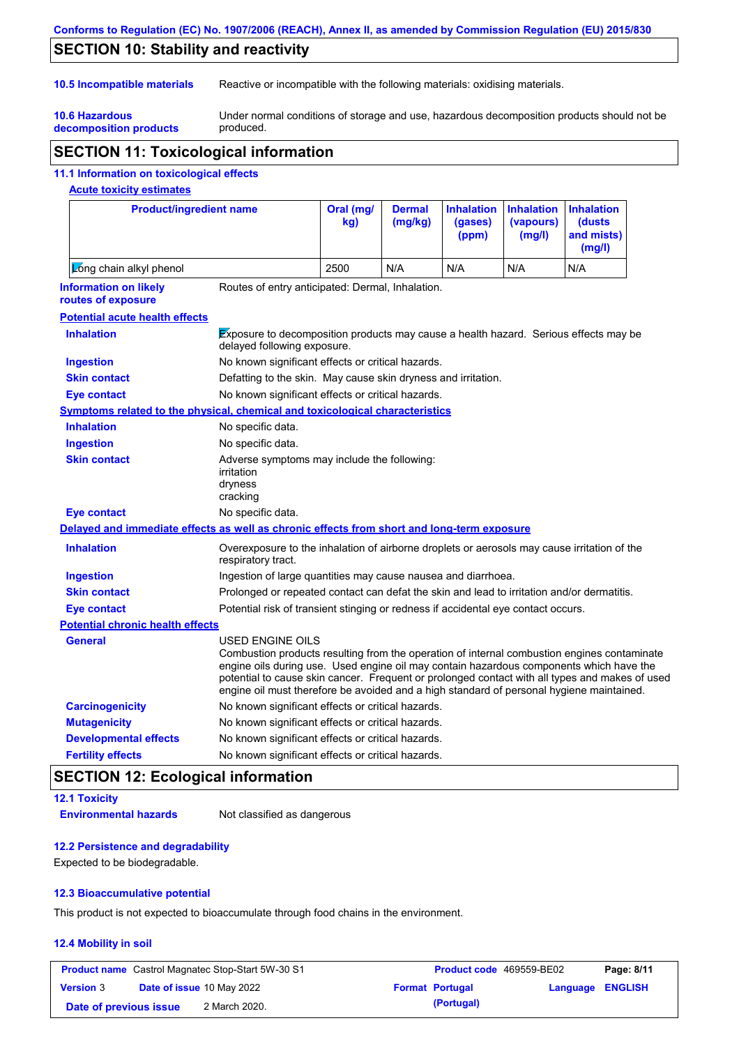Conforms to Regulation (EC) No. 1907/2006 (REACH), Annex II, as amended by Commission Regulation (EU) 2015/830

## SECTION 10: Stability and reactivity

**10.5 Incompatible materials**
Reactive or incompatible with the following materials: oxidising materials.

**10.6 Hazardous decomposition products**
Under normal conditions of storage and use, hazardous decomposition products should not be produced.

## SECTION 11: Toxicological information

### 11.1 Information on toxicological effects

**Acute toxicity estimates**

| Product/ingredient name | Oral (mg/kg) | Dermal (mg/kg) | Inhalation (gases) (ppm) | Inhalation (vapours) (mg/l) | Inhalation (dusts and mists) (mg/l) |
|---|---|---|---|---|---|
| Long chain alkyl phenol | 2500 | N/A | N/A | N/A | N/A |

**Information on likely routes of exposure**
Routes of entry anticipated: Dermal, Inhalation.

**Potential acute health effects**

**Inhalation**
Exposure to decomposition products may cause a health hazard. Serious effects may be delayed following exposure.

**Ingestion**
No known significant effects or critical hazards.

**Skin contact**
Defatting to the skin. May cause skin dryness and irritation.

**Eye contact**
No known significant effects or critical hazards.

**Symptoms related to the physical, chemical and toxicological characteristics**

**Inhalation**
No specific data.

**Ingestion**
No specific data.

**Skin contact**
Adverse symptoms may include the following:
irritation
dryness
cracking

**Eye contact**
No specific data.

**Delayed and immediate effects as well as chronic effects from short and long-term exposure**

**Inhalation**
Overexposure to the inhalation of airborne droplets or aerosols may cause irritation of the respiratory tract.

**Ingestion**
Ingestion of large quantities may cause nausea and diarrhoea.

**Skin contact**
Prolonged or repeated contact can defat the skin and lead to irritation and/or dermatitis.

**Eye contact**
Potential risk of transient stinging or redness if accidental eye contact occurs.

**Potential chronic health effects**

**General**
USED ENGINE OILS
Combustion products resulting from the operation of internal combustion engines contaminate engine oils during use. Used engine oil may contain hazardous components which have the potential to cause skin cancer. Frequent or prolonged contact with all types and makes of used engine oil must therefore be avoided and a high standard of personal hygiene maintained.

**Carcinogenicity**
No known significant effects or critical hazards.

**Mutagenicity**
No known significant effects or critical hazards.

**Developmental effects**
No known significant effects or critical hazards.

**Fertility effects**
No known significant effects or critical hazards.

## SECTION 12: Ecological information

### 12.1 Toxicity

**Environmental hazards**
Not classified as dangerous

### 12.2 Persistence and degradability

Expected to be biodegradable.

### 12.3 Bioaccumulative potential

This product is not expected to bioaccumulate through food chains in the environment.

### 12.4 Mobility in soil

| **Product name** Castrol Magnatec Stop-Start 5W-30 S1 | **Product code** 469559-BE02 | **Page:** 8/11 |
|---|---|---|
| **Version** 3 **Date of issue** 10 May 2022 | **Format** Portugal (Portugal) | **Language** ENGLISH |
| **Date of previous issue** 2 March 2020. | | |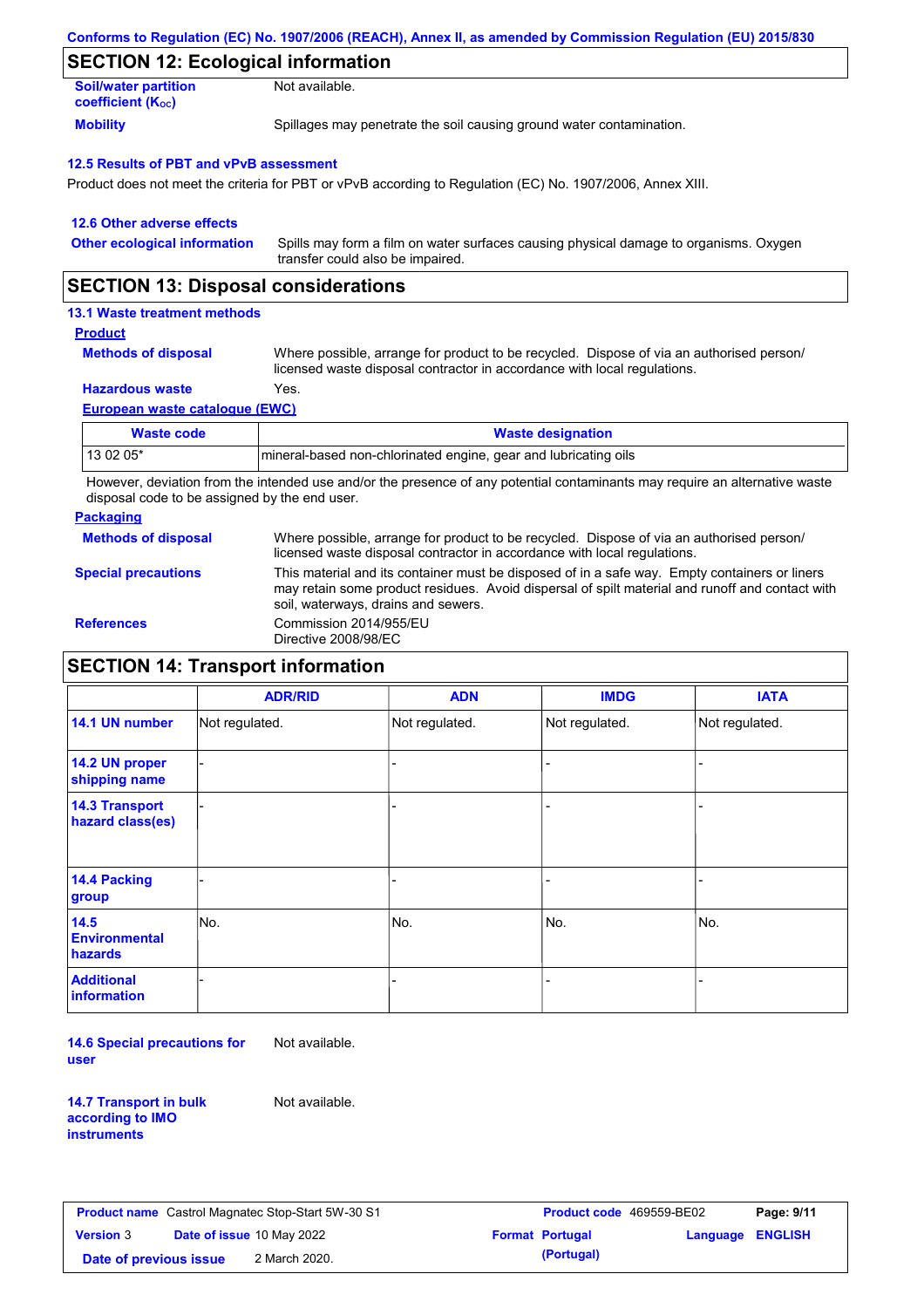## SECTION 12: Ecological information

**Soil/water partition coefficient ($K_{OC}$)** Not available.

**Mobility** Spillages may penetrate the soil causing ground water contamination.

### 12.5 Results of PBT and vPvB assessment

Product does not meet the criteria for PBT or vPvB according to Regulation (EC) No. 1907/2006, Annex XIII.

### 12.6 Other adverse effects

**Other ecological information** Spills may form a film on water surfaces causing physical damage to organisms. Oxygen transfer could also be impaired.

## SECTION 13: Disposal considerations

### 13.1 Waste treatment methods

**Product**

**Methods of disposal** Where possible, arrange for product to be recycled. Dispose of via an authorised person/ licensed waste disposal contractor in accordance with local regulations.

**Hazardous waste** Yes.

**European waste catalogue (EWC)**

| Waste code | Waste designation |
|---|---|
| 13 02 05* | mineral-based non-chlorinated engine, gear and lubricating oils |

However, deviation from the intended use and/or the presence of any potential contaminants may require an alternative waste disposal code to be assigned by the end user.

**Packaging**

**Methods of disposal** Where possible, arrange for product to be recycled. Dispose of via an authorised person/ licensed waste disposal contractor in accordance with local regulations.

**Special precautions** This material and its container must be disposed of in a safe way. Empty containers or liners may retain some product residues. Avoid dispersal of spilt material and runoff and contact with soil, waterways, drains and sewers.

**References** Commission 2014/955/EU
Directive 2008/98/EC

## SECTION 14: Transport information

| | ADR/RID | ADN | IMDG | IATA |
|---|---|---|---|---|
| 14.1 UN number | Not regulated. | Not regulated. | Not regulated. | Not regulated. |
| 14.2 UN proper shipping name | - | - | - | - |
| 14.3 Transport hazard class(es) | - | - | - | - |
| 14.4 Packing group | - | - | - | - |
| 14.5 Environmental hazards | No. | No. | No. | No. |
| Additional information | - | - | - | - |

**14.6 Special precautions for user** Not available.

**14.7 Transport in bulk according to IMO instruments** Not available.

| Product name | Castrol Magnatec Stop-Start 5W-30 S1 | Product code | 469559-BE02 | |
|---|---|---|---|---|
| Version 3 | Date of issue 10 May 2022 | Format Portugal (Portugal) | Language | ENGLISH |
| Date of previous issue | 2 March 2020. | | | |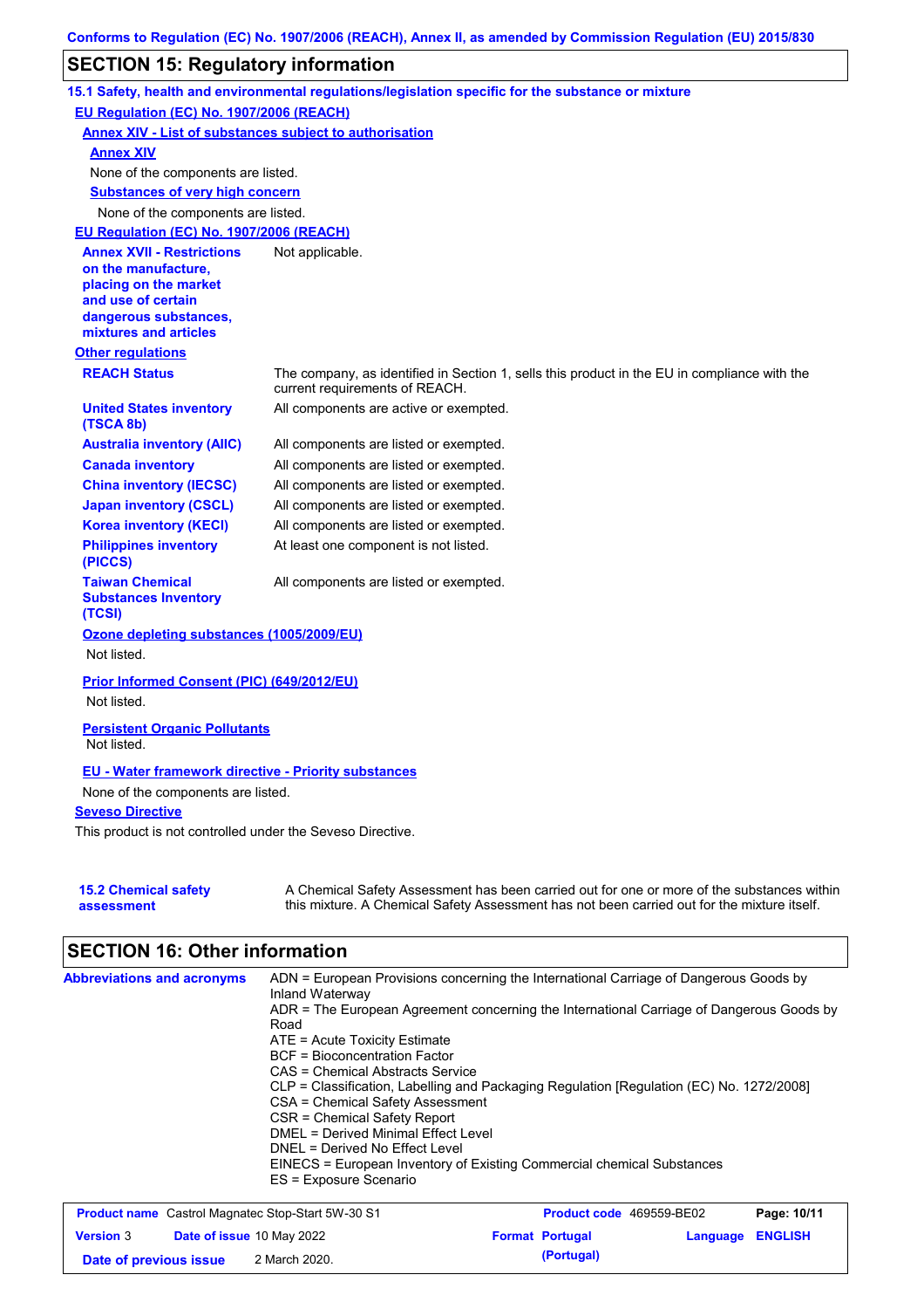## SECTION 15: Regulatory information

### 15.1 Safety, health and environmental regulations/legislation specific for the substance or mixture

**EU Regulation (EC) No. 1907/2006 (REACH)**

**Annex XIV - List of substances subject to authorisation**

**Annex XIV**

None of the components are listed.

**Substances of very high concern**

None of the components are listed.

**EU Regulation (EC) No. 1907/2006 (REACH)**

| | |
|---|---|
| **Annex XVII - Restrictions on the manufacture, placing on the market and use of certain dangerous substances, mixtures and articles** | Not applicable. |

**Other regulations**

| | |
|---|---|
| **REACH Status** | The company, as identified in Section 1, sells this product in the EU in compliance with the current requirements of REACH. |
| **United States inventory (TSCA 8b)** | All components are active or exempted. |
| **Australia inventory (AIIC)** | All components are listed or exempted. |
| **Canada inventory** | All components are listed or exempted. |
| **China inventory (IECSC)** | All components are listed or exempted. |
| **Japan inventory (CSCL)** | All components are listed or exempted. |
| **Korea inventory (KECI)** | All components are listed or exempted. |
| **Philippines inventory (PICCS)** | At least one component is not listed. |
| **Taiwan Chemical Substances Inventory (TCSI)** | All components are listed or exempted. |

**Ozone depleting substances (1005/2009/EU)**

Not listed.

**Prior Informed Consent (PIC) (649/2012/EU)**

Not listed.

**Persistent Organic Pollutants**

Not listed.

**EU - Water framework directive - Priority substances**

None of the components are listed.

**Seveso Directive**

This product is not controlled under the Seveso Directive.

| | |
|---|---|
| **15.2 Chemical safety assessment** | A Chemical Safety Assessment has been carried out for one or more of the substances within this mixture. A Chemical Safety Assessment has not been carried out for the mixture itself. |

## SECTION 16: Other information

**Abbreviations and acronyms**

ADN = European Provisions concerning the International Carriage of Dangerous Goods by Inland Waterway
ADR = The European Agreement concerning the International Carriage of Dangerous Goods by Road
ATE = Acute Toxicity Estimate
BCF = Bioconcentration Factor
CAS = Chemical Abstracts Service
CLP = Classification, Labelling and Packaging Regulation [Regulation (EC) No. 1272/2008]
CSA = Chemical Safety Assessment
CSR = Chemical Safety Report
DMEL = Derived Minimal Effect Level
DNEL = Derived No Effect Level
EINECS = European Inventory of Existing Commercial chemical Substances
ES = Exposure Scenario

| | | | |
|---|---|---|---|
| **Product name** Castrol Magnatec Stop-Start 5W-30 S1 | | **Product code** 469559-BE02 | |
| **Version** 3 | **Date of issue** 10 May 2022 | **Format** Portugal (Portugal) | **Language** ENGLISH |
| **Date of previous issue** | 2 March 2020. | | |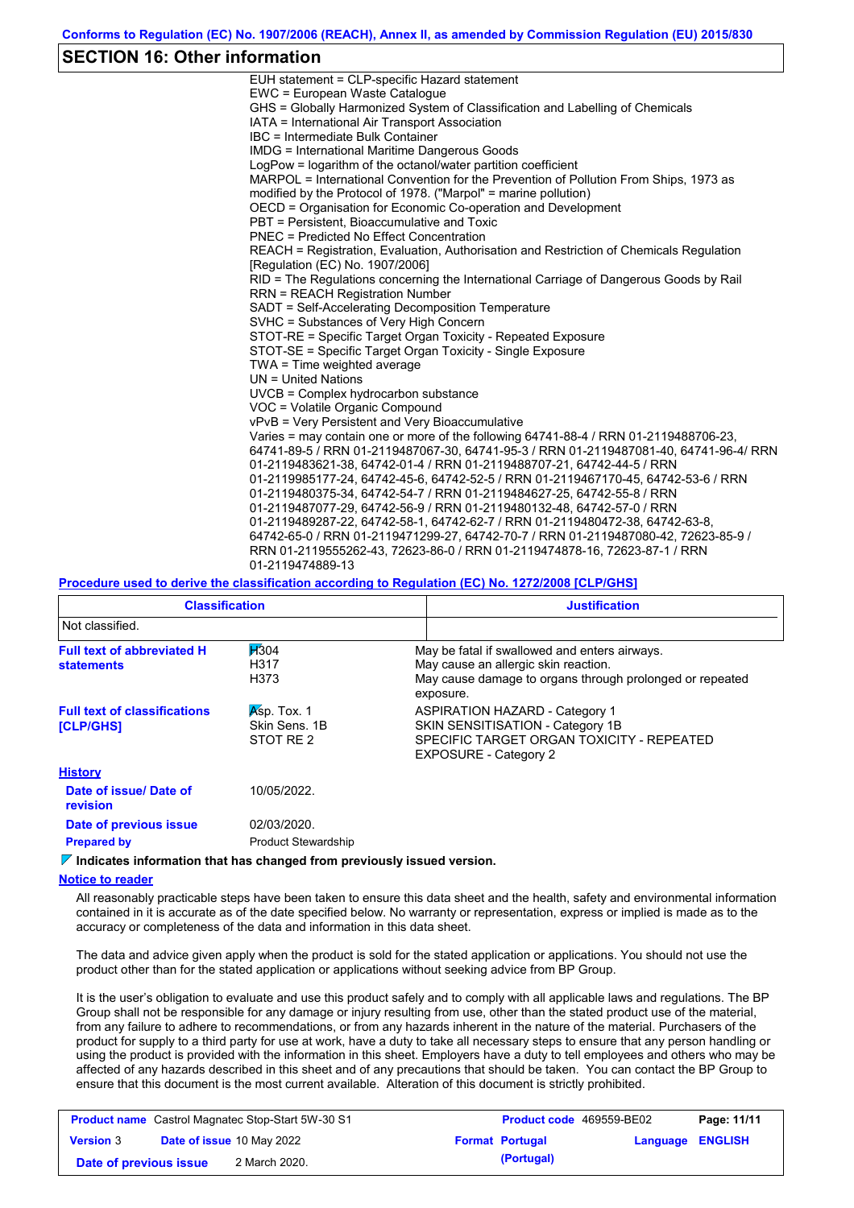## SECTION 16: Other information

EUH statement = CLP-specific Hazard statement
EWC = European Waste Catalogue
GHS = Globally Harmonized System of Classification and Labelling of Chemicals
IATA = International Air Transport Association
IBC = Intermediate Bulk Container
IMDG = International Maritime Dangerous Goods
LogPow = logarithm of the octanol/water partition coefficient
MARPOL = International Convention for the Prevention of Pollution From Ships, 1973 as modified by the Protocol of 1978. ("Marpol" = marine pollution)
OECD = Organisation for Economic Co-operation and Development
PBT = Persistent, Bioaccumulative and Toxic
PNEC = Predicted No Effect Concentration
REACH = Registration, Evaluation, Authorisation and Restriction of Chemicals Regulation [Regulation (EC) No. 1907/2006]
RID = The Regulations concerning the International Carriage of Dangerous Goods by Rail
RRN = REACH Registration Number
SADT = Self-Accelerating Decomposition Temperature
SVHC = Substances of Very High Concern
STOT-RE = Specific Target Organ Toxicity - Repeated Exposure
STOT-SE = Specific Target Organ Toxicity - Single Exposure
TWA = Time weighted average
UN = United Nations
UVCB = Complex hydrocarbon substance
VOC = Volatile Organic Compound
vPvB = Very Persistent and Very Bioaccumulative
Varies = may contain one or more of the following 64741-88-4 / RRN 01-2119488706-23, 64741-89-5 / RRN 01-2119487067-30, 64741-95-3 / RRN 01-2119487081-40, 64741-96-4/ RRN 01-2119483621-38, 64742-01-4 / RRN 01-2119488707-21, 64742-44-5 / RRN 01-2119985177-24, 64742-45-6, 64742-52-5 / RRN 01-2119467170-45, 64742-53-6 / RRN 01-2119480375-34, 64742-54-7 / RRN 01-2119484627-25, 64742-55-8 / RRN 01-2119487077-29, 64742-56-9 / RRN 01-2119480132-48, 64742-57-0 / RRN 01-2119489287-22, 64742-58-1, 64742-62-7 / RRN 01-2119480472-38, 64742-63-8, 64742-65-0 / RRN 01-2119471299-27, 64742-70-7 / RRN 01-2119487080-42, 72623-85-9 / RRN 01-2119555262-43, 72623-86-0 / RRN 01-2119474878-16, 72623-87-1 / RRN 01-2119474889-13

**Procedure used to derive the classification according to Regulation (EC) No. 1272/2008 [CLP/GHS]**

| Classification | Justification |
|---|---|
| Not classified. | |

**Full text of abbreviated H statements**

| | |
|---|---|
| H304 | May be fatal if swallowed and enters airways. |
| H317 | May cause an allergic skin reaction. |
| H373 | May cause damage to organs through prolonged or repeated exposure. |

**Full text of classifications [CLP/GHS]**

| | |
|---|---|
| Asp. Tox. 1 | ASPIRATION HAZARD - Category 1 |
| Skin Sens. 1B | SKIN SENSITISATION - Category 1B |
| STOT RE 2 | SPECIFIC TARGET ORGAN TOXICITY - REPEATED EXPOSURE - Category 2 |

**History**

**Date of issue/ Date of revision** 10/05/2022.
**Date of previous issue** 02/03/2020.
**Prepared by** Product Stewardship

**Indicates information that has changed from previously issued version.**

**Notice to reader**

All reasonably practicable steps have been taken to ensure this data sheet and the health, safety and environmental information contained in it is accurate as of the date specified below. No warranty or representation, express or implied is made as to the accuracy or completeness of the data and information in this data sheet.

The data and advice given apply when the product is sold for the stated application or applications. You should not use the product other than for the stated application or applications without seeking advice from BP Group.

It is the user's obligation to evaluate and use this product safely and to comply with all applicable laws and regulations. The BP Group shall not be responsible for any damage or injury resulting from use, other than the stated product use of the material, from any failure to adhere to recommendations, or from any hazards inherent in the nature of the material. Purchasers of the product for supply to a third party for use at work, have a duty to take all necessary steps to ensure that any person handling or using the product is provided with the information in this sheet. Employers have a duty to tell employees and others who may be affected of any hazards described in this sheet and of any precautions that should be taken. You can contact the BP Group to ensure that this document is the most current available. Alteration of this document is strictly prohibited.